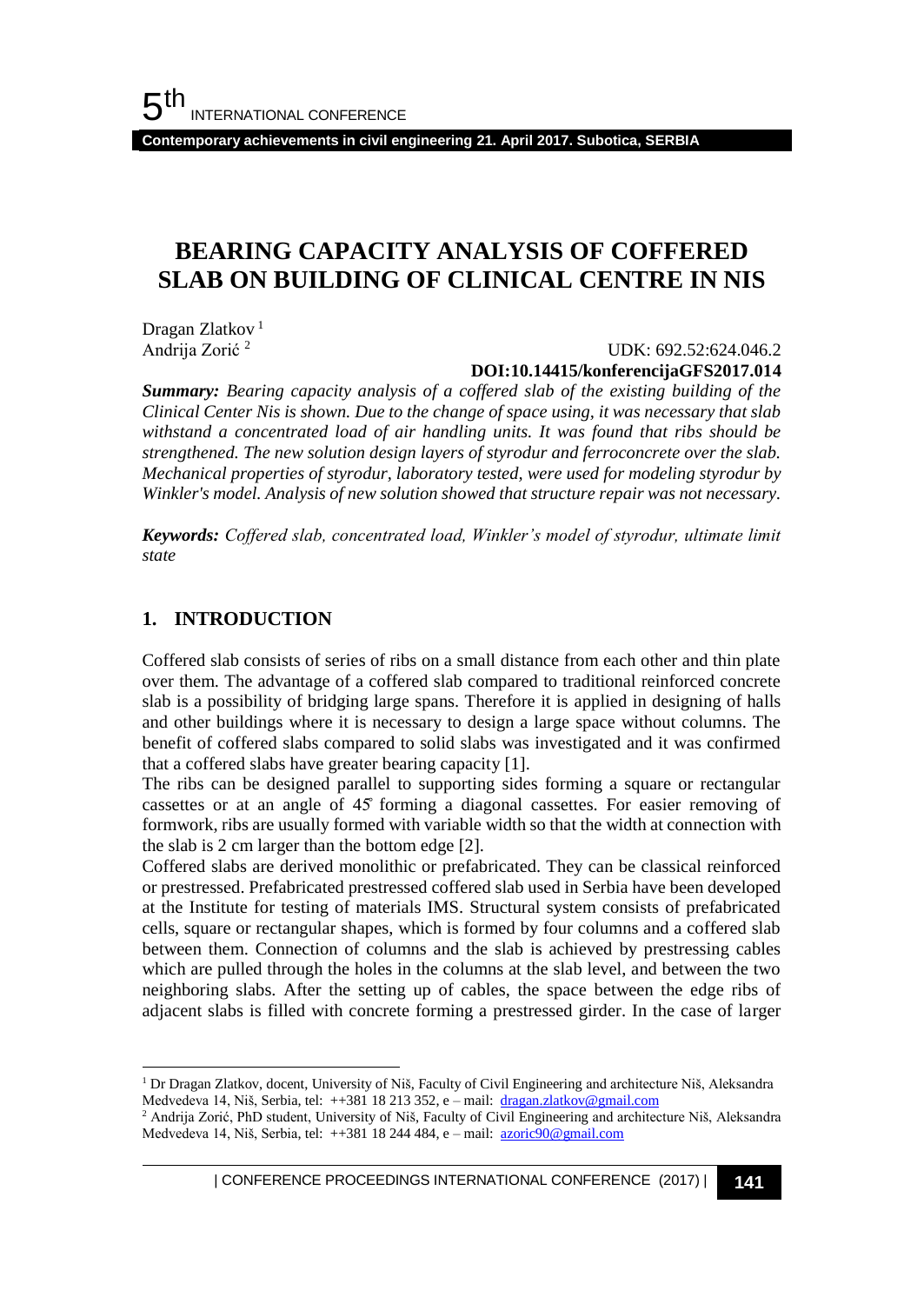# BEARING CAPACITY ANALYSIS OF COFFERED SLAB ON BUILDING OF CLINICAL CENTRE IN NIS

Dragan Zlatkov [1]
Andrija Zorić [2]

UDK: 692.52:624.046.2
**DOI:10.14415/konferencijaGFS2017.014**

***Summary:*** *Bearing capacity analysis of a coffered slab of the existing building of the Clinical Center Nis is shown. Due to the change of space using, it was necessary that slab withstand a concentrated load of air handling units. It was found that ribs should be strengthened. The new solution design layers of styrodur and ferroconcrete over the slab. Mechanical properties of styrodur, laboratory tested, were used for modeling styrodur by Winkler's model. Analysis of new solution showed that structure repair was not necessary.*

***Keywords:*** *Coffered slab, concentrated load, Winkler's model of styrodur, ultimate limit state*

## 1. INTRODUCTION

Coffered slab consists of series of ribs on a small distance from each other and thin plate over them. The advantage of a coffered slab compared to traditional reinforced concrete slab is a possibility of bridging large spans. Therefore it is applied in designing of halls and other buildings where it is necessary to design a large space without columns. The benefit of coffered slabs compared to solid slabs was investigated and it was confirmed that a coffered slabs have greater bearing capacity [1].

The ribs can be designed parallel to supporting sides forming a square or rectangular cassettes or at an angle of 45° forming a diagonal cassettes. For easier removing of formwork, ribs are usually formed with variable width so that the width at connection with the slab is 2 cm larger than the bottom edge [2].

Coffered slabs are derived monolithic or prefabricated. They can be classical reinforced or prestressed. Prefabricated prestressed coffered slab used in Serbia have been developed at the Institute for testing of materials IMS. Structural system consists of prefabricated cells, square or rectangular shapes, which is formed by four columns and a coffered slab between them. Connection of columns and the slab is achieved by prestressing cables which are pulled through the holes in the columns at the slab level, and between the two neighboring slabs. After the setting up of cables, the space between the edge ribs of adjacent slabs is filled with concrete forming a prestressed girder. In the case of larger

---

[1] Dr Dragan Zlatkov, docent, University of Niš, Faculty of Civil Engineering and architecture Niš, Aleksandra Medvedeva 14, Niš, Serbia, tel: ++381 18 213 352, e – mail: dragan.zlatkov@gmail.com

[2] Andrija Zorić, PhD student, University of Niš, Faculty of Civil Engineering and architecture Niš, Aleksandra Medvedeva 14, Niš, Serbia, tel: ++381 18 244 484, e – mail: azoric90@gmail.com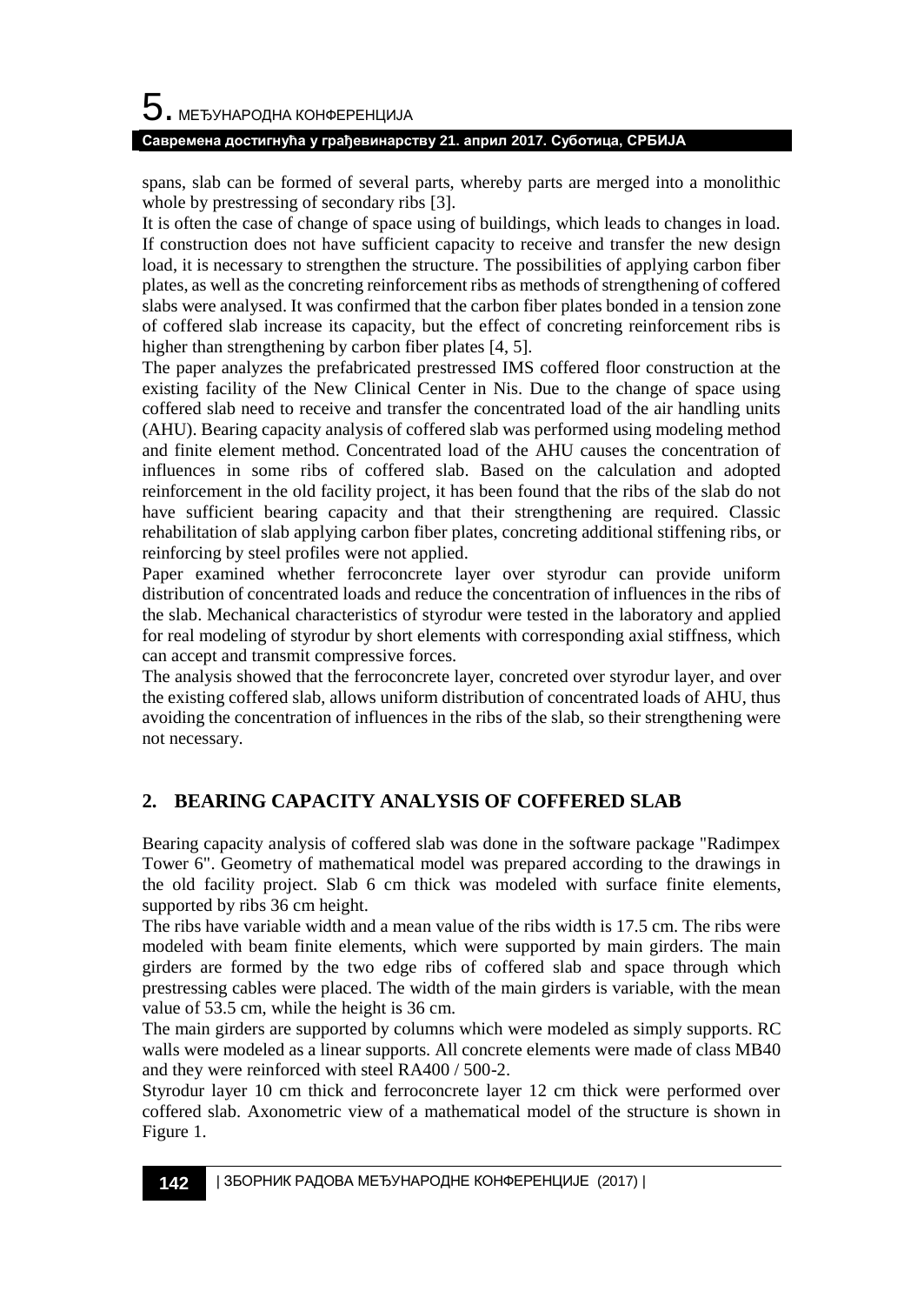spans, slab can be formed of several parts, whereby parts are merged into a monolithic whole by prestressing of secondary ribs [3].

It is often the case of change of space using of buildings, which leads to changes in load. If construction does not have sufficient capacity to receive and transfer the new design load, it is necessary to strengthen the structure. The possibilities of applying carbon fiber plates, as well as the concreting reinforcement ribs as methods of strengthening of coffered slabs were analysed. It was confirmed that the carbon fiber plates bonded in a tension zone of coffered slab increase its capacity, but the effect of concreting reinforcement ribs is higher than strengthening by carbon fiber plates [4, 5].

The paper analyzes the prefabricated prestressed IMS coffered floor construction at the existing facility of the New Clinical Center in Nis. Due to the change of space using coffered slab need to receive and transfer the concentrated load of the air handling units (AHU). Bearing capacity analysis of coffered slab was performed using modeling method and finite element method. Concentrated load of the AHU causes the concentration of influences in some ribs of coffered slab. Based on the calculation and adopted reinforcement in the old facility project, it has been found that the ribs of the slab do not have sufficient bearing capacity and that their strengthening are required. Classic rehabilitation of slab applying carbon fiber plates, concreting additional stiffening ribs, or reinforcing by steel profiles were not applied.

Paper examined whether ferroconcrete layer over styrodur can provide uniform distribution of concentrated loads and reduce the concentration of influences in the ribs of the slab. Mechanical characteristics of styrodur were tested in the laboratory and applied for real modeling of styrodur by short elements with corresponding axial stiffness, which can accept and transmit compressive forces.

The analysis showed that the ferroconcrete layer, concreted over styrodur layer, and over the existing coffered slab, allows uniform distribution of concentrated loads of AHU, thus avoiding the concentration of influences in the ribs of the slab, so their strengthening were not necessary.

## 2. BEARING CAPACITY ANALYSIS OF COFFERED SLAB

Bearing capacity analysis of coffered slab was done in the software package "Radimpex Tower 6". Geometry of mathematical model was prepared according to the drawings in the old facility project. Slab 6 cm thick was modeled with surface finite elements, supported by ribs 36 cm height.

The ribs have variable width and a mean value of the ribs width is 17.5 cm. The ribs were modeled with beam finite elements, which were supported by main girders. The main girders are formed by the two edge ribs of coffered slab and space through which prestressing cables were placed. The width of the main girders is variable, with the mean value of 53.5 cm, while the height is 36 cm.

The main girders are supported by columns which were modeled as simply supports. RC walls were modeled as a linear supports. All concrete elements were made of class MB40 and they were reinforced with steel RA400 / 500-2.

Styrodur layer 10 cm thick and ferroconcrete layer 12 cm thick were performed over coffered slab. Axonometric view of a mathematical model of the structure is shown in Figure 1.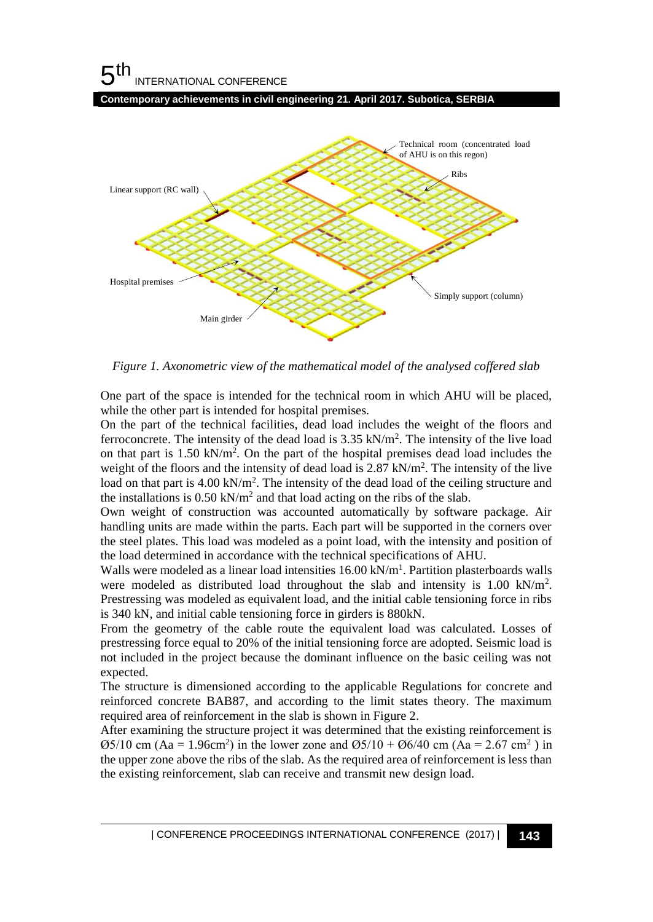*Figure 1. Axonometric view of the mathematical model of the analysed coffered slab*

One part of the space is intended for the technical room in which AHU will be placed, while the other part is intended for hospital premises.

On the part of the technical facilities, dead load includes the weight of the floors and ferroconcrete. The intensity of the dead load is 3.35 kN/m$^2$. The intensity of the live load on that part is 1.50 kN/m$^2$. On the part of the hospital premises dead load includes the weight of the floors and the intensity of dead load is 2.87 kN/m$^2$. The intensity of the live load on that part is 4.00 kN/m$^2$. The intensity of the dead load of the ceiling structure and the installations is 0.50 kN/m$^2$ and that load acting on the ribs of the slab.

Own weight of construction was accounted automatically by software package. Air handling units are made within the parts. Each part will be supported in the corners over the steel plates. This load was modeled as a point load, with the intensity and position of the load determined in accordance with the technical specifications of AHU.

Walls were modeled as a linear load intensities 16.00 kN/m$^1$. Partition plasterboards walls were modeled as distributed load throughout the slab and intensity is 1.00 kN/m$^2$. Prestressing was modeled as equivalent load, and the initial cable tensioning force in ribs is 340 kN, and initial cable tensioning force in girders is 880kN.

From the geometry of the cable route the equivalent load was calculated. Losses of prestressing force equal to 20% of the initial tensioning force are adopted. Seismic load is not included in the project because the dominant influence on the basic ceiling was not expected.

The structure is dimensioned according to the applicable Regulations for concrete and reinforced concrete BAB87, and according to the limit states theory. The maximum required area of reinforcement in the slab is shown in Figure 2.

After examining the structure project it was determined that the existing reinforcement is Ø5/10 cm (Aa = 1.96cm$^2$) in the lower zone and Ø5/10 + Ø6/40 cm (Aa = 2.67 cm$^2$ ) in the upper zone above the ribs of the slab. As the required area of reinforcement is less than the existing reinforcement, slab can receive and transmit new design load.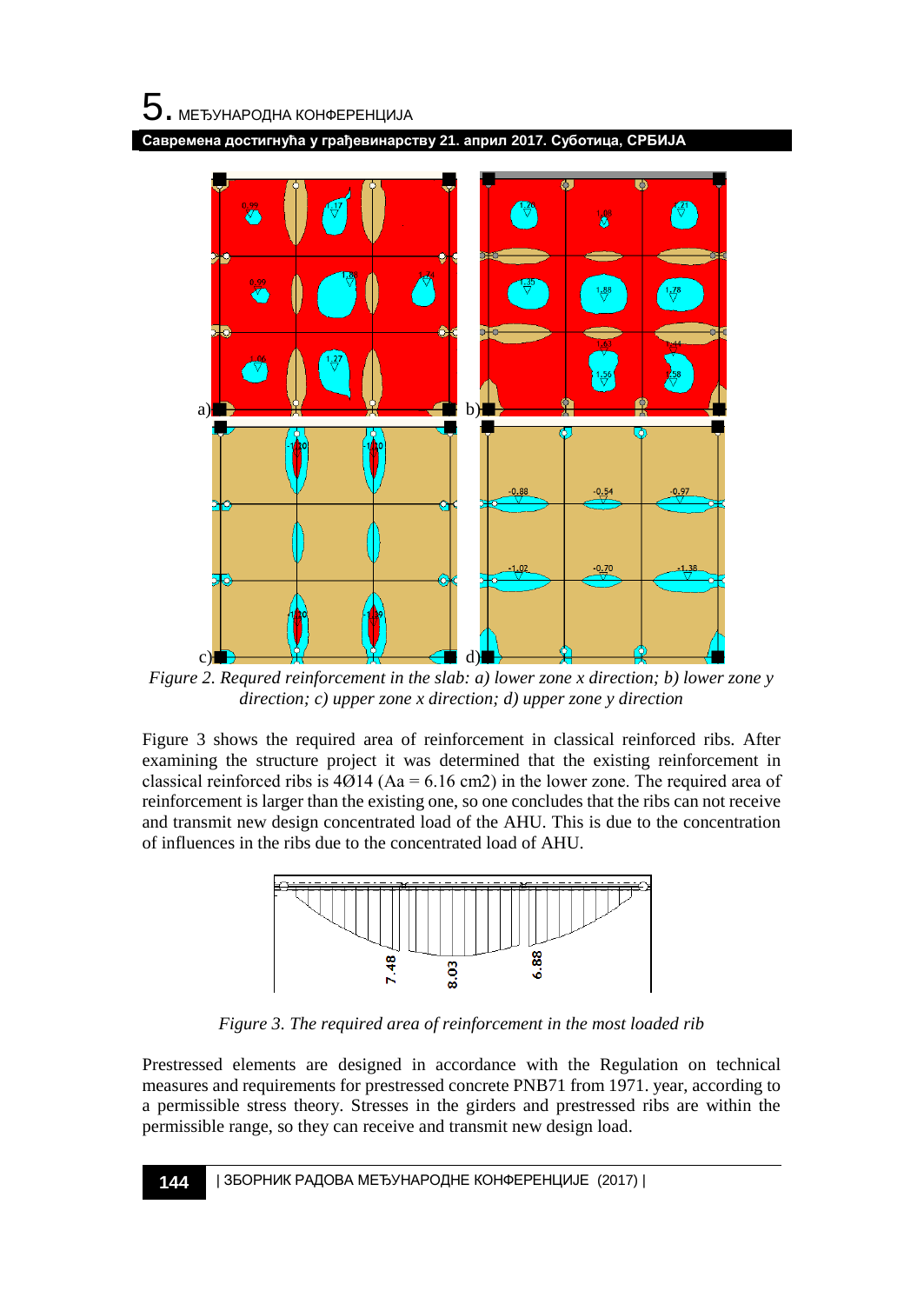*Figure 2. Requred reinforcement in the slab: a) lower zone x direction; b) lower zone y direction; c) upper zone x direction; d) upper zone y direction*

Figure 3 shows the required area of reinforcement in classical reinforced ribs. After examining the structure project it was determined that the existing reinforcement in classical reinforced ribs is 4Ø14 (Aa = 6.16 cm2) in the lower zone. The required area of reinforcement is larger than the existing one, so one concludes that the ribs can not receive and transmit new design concentrated load of the AHU. This is due to the concentration of influences in the ribs due to the concentrated load of AHU.

*Figure 3. The required area of reinforcement in the most loaded rib*

Prestressed elements are designed in accordance with the Regulation on technical measures and requirements for prestressed concrete PNB71 from 1971. year, according to a permissible stress theory. Stresses in the girders and prestressed ribs are within the permissible range, so they can receive and transmit new design load.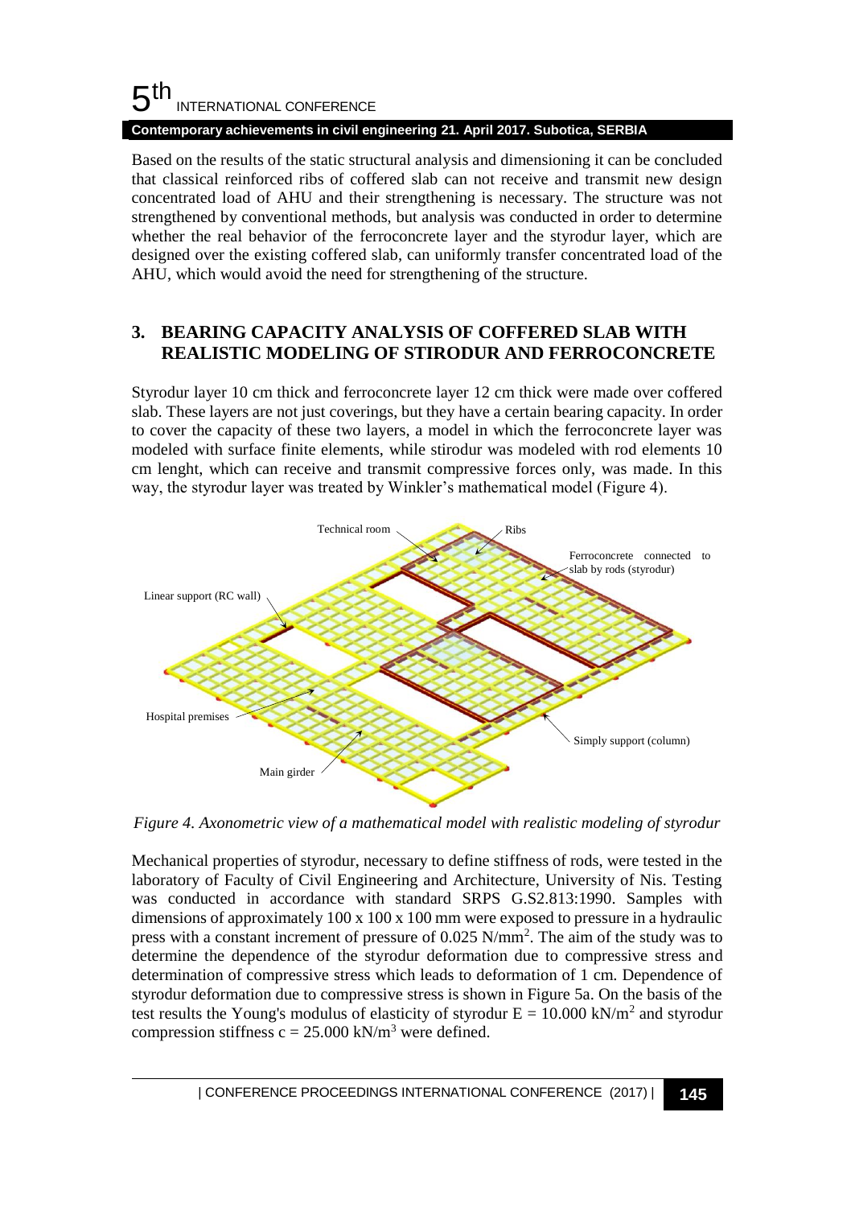Based on the results of the static structural analysis and dimensioning it can be concluded that classical reinforced ribs of coffered slab can not receive and transmit new design concentrated load of AHU and their strengthening is necessary. The structure was not strengthened by conventional methods, but analysis was conducted in order to determine whether the real behavior of the ferroconcrete layer and the styrodur layer, which are designed over the existing coffered slab, can uniformly transfer concentrated load of the AHU, which would avoid the need for strengthening of the structure.

## 3. BEARING CAPACITY ANALYSIS OF COFFERED SLAB WITH REALISTIC MODELING OF STIRODUR AND FERROCONCRETE

Styrodur layer 10 cm thick and ferroconcrete layer 12 cm thick were made over coffered slab. These layers are not just coverings, but they have a certain bearing capacity. In order to cover the capacity of these two layers, a model in which the ferroconcrete layer was modeled with surface finite elements, while stirodur was modeled with rod elements 10 cm lenght, which can receive and transmit compressive forces only, was made. In this way, the styrodur layer was treated by Winkler's mathematical model (Figure 4).

*Figure 4. Axonometric view of a mathematical model with realistic modeling of styrodur*

Mechanical properties of styrodur, necessary to define stiffness of rods, were tested in the laboratory of Faculty of Civil Engineering and Architecture, University of Nis. Testing was conducted in accordance with standard SRPS G.S2.813:1990. Samples with dimensions of approximately 100 x 100 x 100 mm were exposed to pressure in a hydraulic press with a constant increment of pressure of 0.025 N/mm$^2$. The aim of the study was to determine the dependence of the styrodur deformation due to compressive stress and determination of compressive stress which leads to deformation of 1 cm. Dependence of styrodur deformation due to compressive stress is shown in Figure 5a. On the basis of the test results the Young's modulus of elasticity of styrodur $E = 10.000$ kN/m$^2$ and styrodur compression stiffness $c = 25.000$ kN/m$^3$ were defined.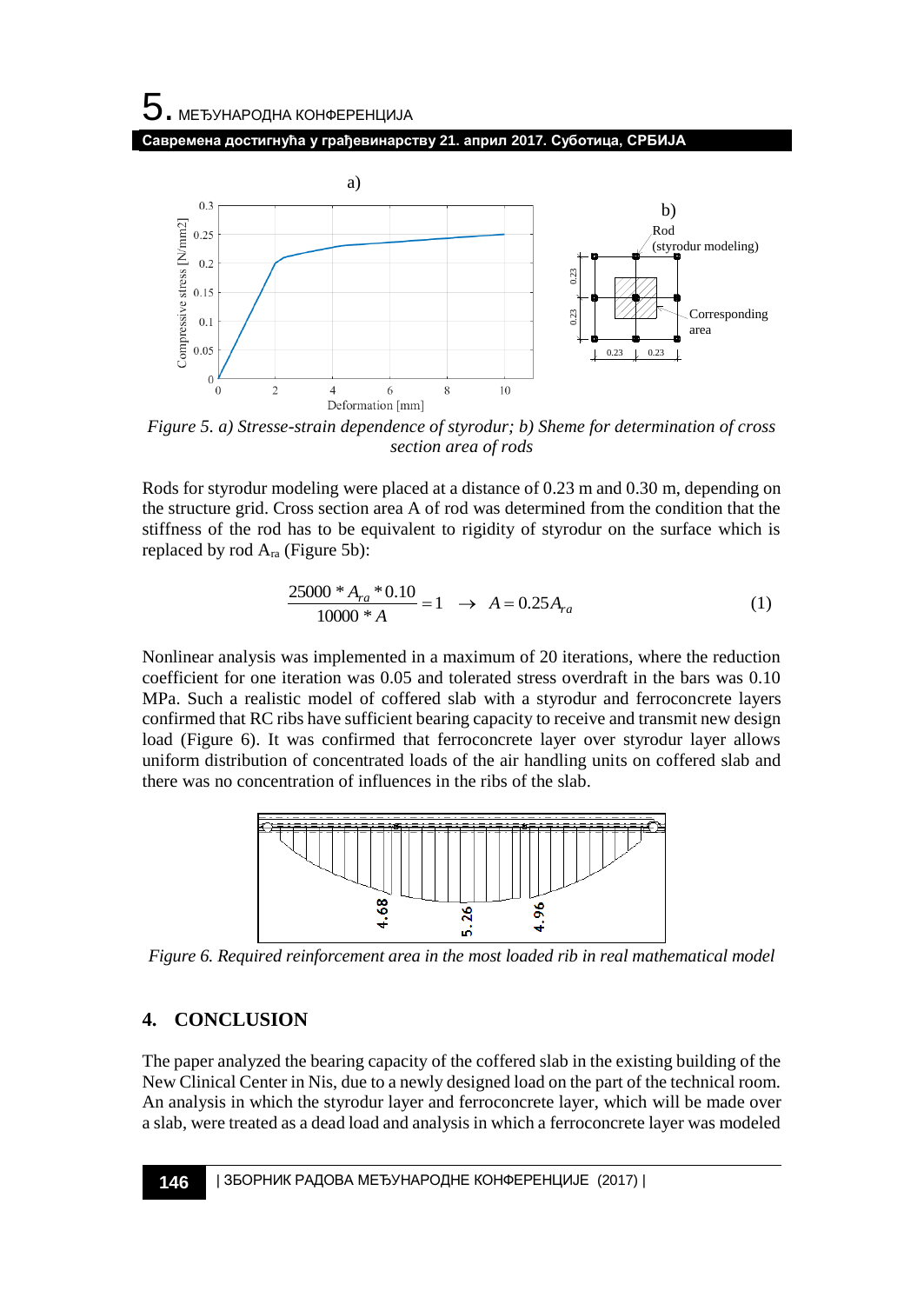Figure 5. a) Stresse-strain dependence of styrodur; b) Sheme for determination of cross section area of rods

Rods for styrodur modeling were placed at a distance of 0.23 m and 0.30 m, depending on the structure grid. Cross section area A of rod was determined from the condition that the stiffness of the rod has to be equivalent to rigidity of styrodur on the surface which is replaced by rod $A_{ra}$ (Figure 5b):

$$\frac{25000 * A_{ra} * 0.10}{10000 * A} = 1 \quad \rightarrow \quad A = 0.25 A_{ra} \tag{1}$$

Nonlinear analysis was implemented in a maximum of 20 iterations, where the reduction coefficient for one iteration was 0.05 and tolerated stress overdraft in the bars was 0.10 MPa. Such a realistic model of coffered slab with a styrodur and ferroconcrete layers confirmed that RC ribs have sufficient bearing capacity to receive and transmit new design load (Figure 6). It was confirmed that ferroconcrete layer over styrodur layer allows uniform distribution of concentrated loads of the air handling units on coffered slab and there was no concentration of influences in the ribs of the slab.

Figure 6. Required reinforcement area in the most loaded rib in real mathematical model

## 4. CONCLUSION

The paper analyzed the bearing capacity of the coffered slab in the existing building of the New Clinical Center in Nis, due to a newly designed load on the part of the technical room. An analysis in which the styrodur layer and ferroconcrete layer, which will be made over a slab, were treated as a dead load and analysis in which a ferroconcrete layer was modeled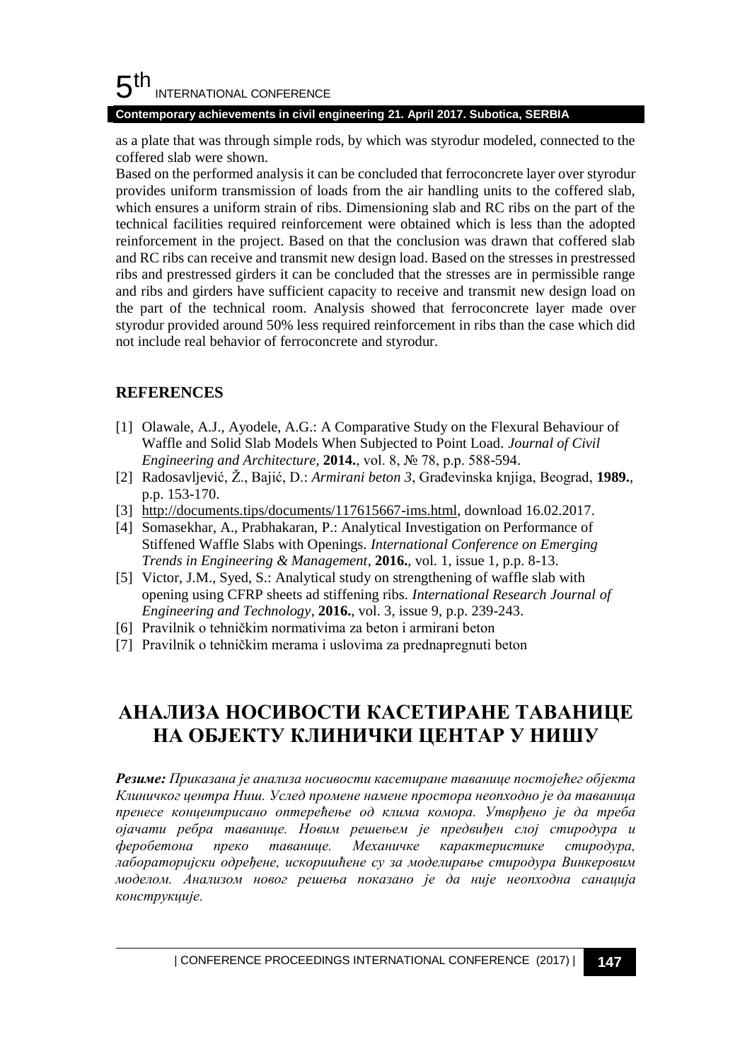as a plate that was through simple rods, by which was styrodur modeled, connected to the coffered slab were shown.

Based on the performed analysis it can be concluded that ferroconcrete layer over styrodur provides uniform transmission of loads from the air handling units to the coffered slab, which ensures a uniform strain of ribs. Dimensioning slab and RC ribs on the part of the technical facilities required reinforcement were obtained which is less than the adopted reinforcement in the project. Based on that the conclusion was drawn that coffered slab and RC ribs can receive and transmit new design load. Based on the stresses in prestressed ribs and prestressed girders it can be concluded that the stresses are in permissible range and ribs and girders have sufficient capacity to receive and transmit new design load on the part of the technical room. Analysis showed that ferroconcrete layer made over styrodur provided around 50% less required reinforcement in ribs than the case which did not include real behavior of ferroconcrete and styrodur.

## REFERENCES

[1] Olawale, A.J., Ayodele, A.G.: A Comparative Study on the Flexural Behaviour of Waffle and Solid Slab Models When Subjected to Point Load. *Journal of Civil Engineering and Architecture*, **2014.**, vol. 8, № 78, p.p. 588-594.

[2] Radosavljević, Ž., Bajić, D.: *Armirani beton 3*, Građevinska knjiga, Beograd, **1989.**, p.p. 153-170.

[3] http://documents.tips/documents/117615667-ims.html, download 16.02.2017.

[4] Somasekhar, A., Prabhakaran, P.: Analytical Investigation on Performance of Stiffened Waffle Slabs with Openings. *International Conference on Emerging Trends in Engineering & Management*, **2016.**, vol. 1, issue 1, p.p. 8-13.

[5] Victor, J.M., Syed, S.: Analytical study on strengthening of waffle slab with opening using CFRP sheets ad stiffening ribs. *International Research Journal of Engineering and Technology*, **2016.**, vol. 3, issue 9, p.p. 239-243.

[6] Pravilnik o tehničkim normativima za beton i armirani beton

[7] Pravilnik o tehničkim merama i uslovima za prednapregnuti beton

# АНАЛИЗА НОСИВОСТИ КАСЕТИРАНЕ ТАВАНИЦЕ НА ОБЈЕКТУ КЛИНИЧКИ ЦЕНТАР У НИШУ

***Резиме:*** *Приказана је анализа носивости касетиране таванице постојећег објекта Клиничког центра Ниш. Услед промене намене простора неопходно је да таваница пренесе концентрисано оптерећење од клима комора. Утврђено је да треба ојачати ребра таванице. Новим решењем је предвиђен слој стиродура и фероберона преко таванице. Механичке карактеристике стиродура, лабораторијски одређене, искоришћене су за моделирање стиродура Винкеровим моделом. Анализом новог решења показано је да није неопходна санација конструкције.*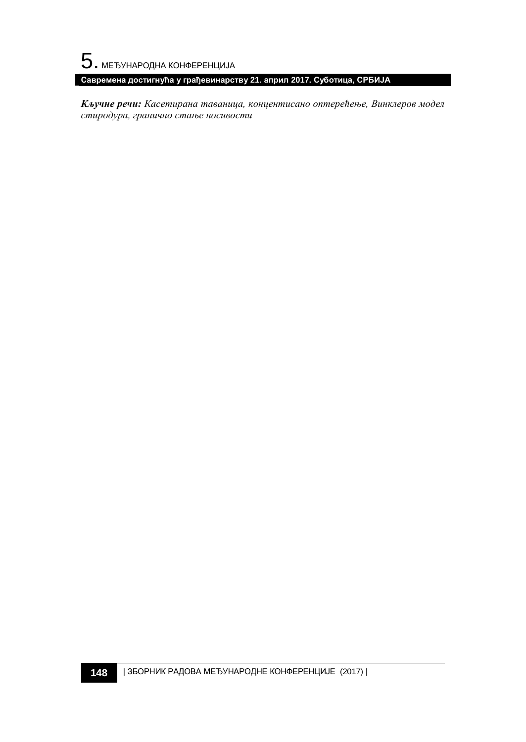***Кључне речи:*** *Касетирана таваница, концентисано оптерећење, Винклеров модел стиродура, гранично стање носивости*